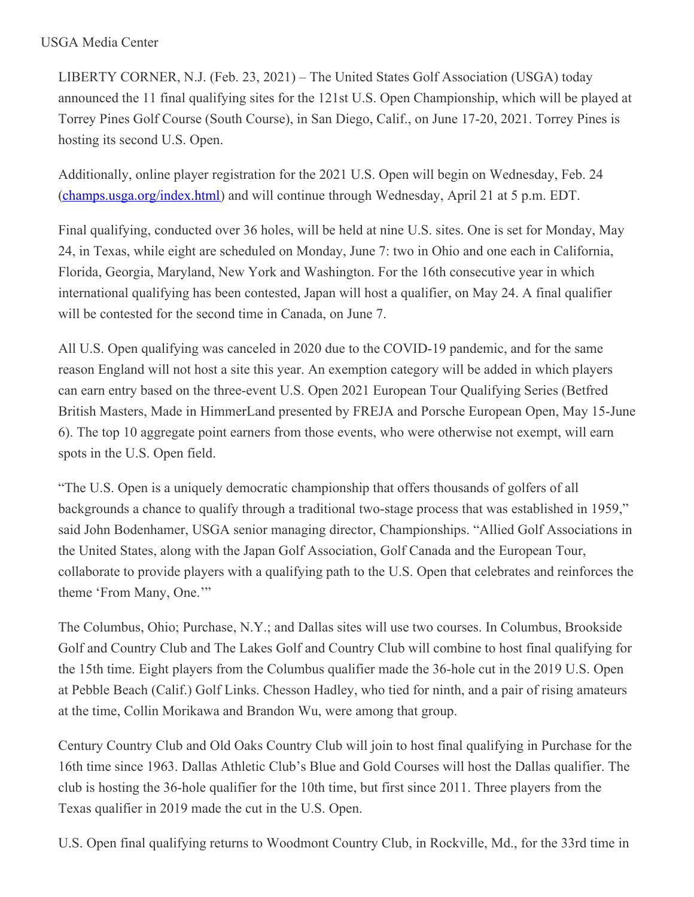USGA Media Center

LIBERTY CORNER, N.J. (Feb. 23, 2021) – The United States Golf Association (USGA) today announced the 11 final qualifying sites for the 121st U.S. Open Championship, which will be played at Torrey Pines Golf Course (South Course), in San Diego, Calif., on June 17-20, 2021. Torrey Pines is hosting its second U.S. Open.

Additionally, online player registration for the 2021 U.S. Open will begin on Wednesday, Feb. 24 ([champs.usga.org/index.html](champs.usga.org/index.html)) and will continue through Wednesday, April 21 at 5 p.m. EDT.

Final qualifying, conducted over 36 holes, will be held at nine U.S. sites. One is set for Monday, May 24, in Texas, while eight are scheduled on Monday, June 7: two in Ohio and one each in California, Florida, Georgia, Maryland, New York and Washington. For the 16th consecutive year in which international qualifying has been contested, Japan will host a qualifier, on May 24. A final qualifier will be contested for the second time in Canada, on June 7.

All U.S. Open qualifying was canceled in 2020 due to the COVID-19 pandemic, and for the same reason England will not host a site this year. An exemption category will be added in which players can earn entry based on the three-event U.S. Open 2021 European Tour Qualifying Series (Betfred British Masters, Made in HimmerLand presented by FREJA and Porsche European Open, May 15-June 6). The top 10 aggregate point earners from those events, who were otherwise not exempt, will earn spots in the U.S. Open field.

"The U.S. Open is a uniquely democratic championship that offers thousands of golfers of all backgrounds a chance to qualify through a traditional two-stage process that was established in 1959," said John Bodenhamer, USGA senior managing director, Championships. "Allied Golf Associations in the United States, along with the Japan Golf Association, Golf Canada and the European Tour, collaborate to provide players with a qualifying path to the U.S. Open that celebrates and reinforces the theme 'From Many, One.'"

The Columbus, Ohio; Purchase, N.Y.; and Dallas sites will use two courses. In Columbus, Brookside Golf and Country Club and The Lakes Golf and Country Club will combine to host final qualifying for the 15th time. Eight players from the Columbus qualifier made the 36-hole cut in the 2019 U.S. Open at Pebble Beach (Calif.) Golf Links. Chesson Hadley, who tied for ninth, and a pair of rising amateurs at the time, Collin Morikawa and Brandon Wu, were among that group.

Century Country Club and Old Oaks Country Club will join to host final qualifying in Purchase for the 16th time since 1963. Dallas Athletic Club's Blue and Gold Courses will host the Dallas qualifier. The club is hosting the 36-hole qualifier for the 10th time, but first since 2011. Three players from the Texas qualifier in 2019 made the cut in the U.S. Open.

U.S. Open final qualifying returns to Woodmont Country Club, in Rockville, Md., for the 33rd time in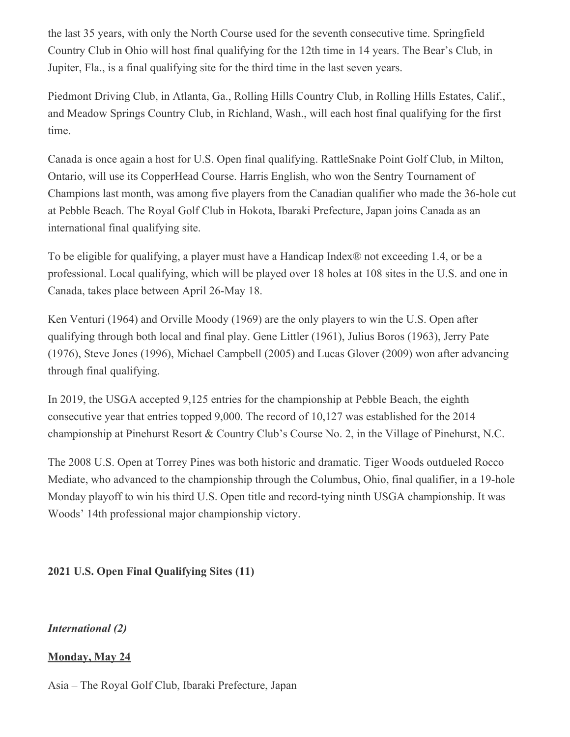the last 35 years, with only the North Course used for the seventh consecutive time. Springfield Country Club in Ohio will host final qualifying for the 12th time in 14 years. The Bear's Club, in Jupiter, Fla., is a final qualifying site for the third time in the last seven years.

Piedmont Driving Club, in Atlanta, Ga., Rolling Hills Country Club, in Rolling Hills Estates, Calif., and Meadow Springs Country Club, in Richland, Wash., will each host final qualifying for the first time.

Canada is once again a host for U.S. Open final qualifying. RattleSnake Point Golf Club, in Milton, Ontario, will use its CopperHead Course. Harris English, who won the Sentry Tournament of Champions last month, was among five players from the Canadian qualifier who made the 36-hole cut at Pebble Beach. The Royal Golf Club in Hokota, Ibaraki Prefecture, Japan joins Canada as an international final qualifying site.

To be eligible for qualifying, a player must have a Handicap Index® not exceeding 1.4, or be a professional. Local qualifying, which will be played over 18 holes at 108 sites in the U.S. and one in Canada, takes place between April 26-May 18.

Ken Venturi (1964) and Orville Moody (1969) are the only players to win the U.S. Open after qualifying through both local and final play. Gene Littler (1961), Julius Boros (1963), Jerry Pate (1976), Steve Jones (1996), Michael Campbell (2005) and Lucas Glover (2009) won after advancing through final qualifying.

In 2019, the USGA accepted 9,125 entries for the championship at Pebble Beach, the eighth consecutive year that entries topped 9,000. The record of 10,127 was established for the 2014 championship at Pinehurst Resort & Country Club's Course No. 2, in the Village of Pinehurst, N.C.

The 2008 U.S. Open at Torrey Pines was both historic and dramatic. Tiger Woods outdueled Rocco Mediate, who advanced to the championship through the Columbus, Ohio, final qualifier, in a 19-hole Monday playoff to win his third U.S. Open title and record-tying ninth USGA championship. It was Woods' 14th professional major championship victory.

**2021 U.S. Open Final Qualifying Sites (11)**

***International (2)***

**Monday, May 24**

Asia – The Royal Golf Club, Ibaraki Prefecture, Japan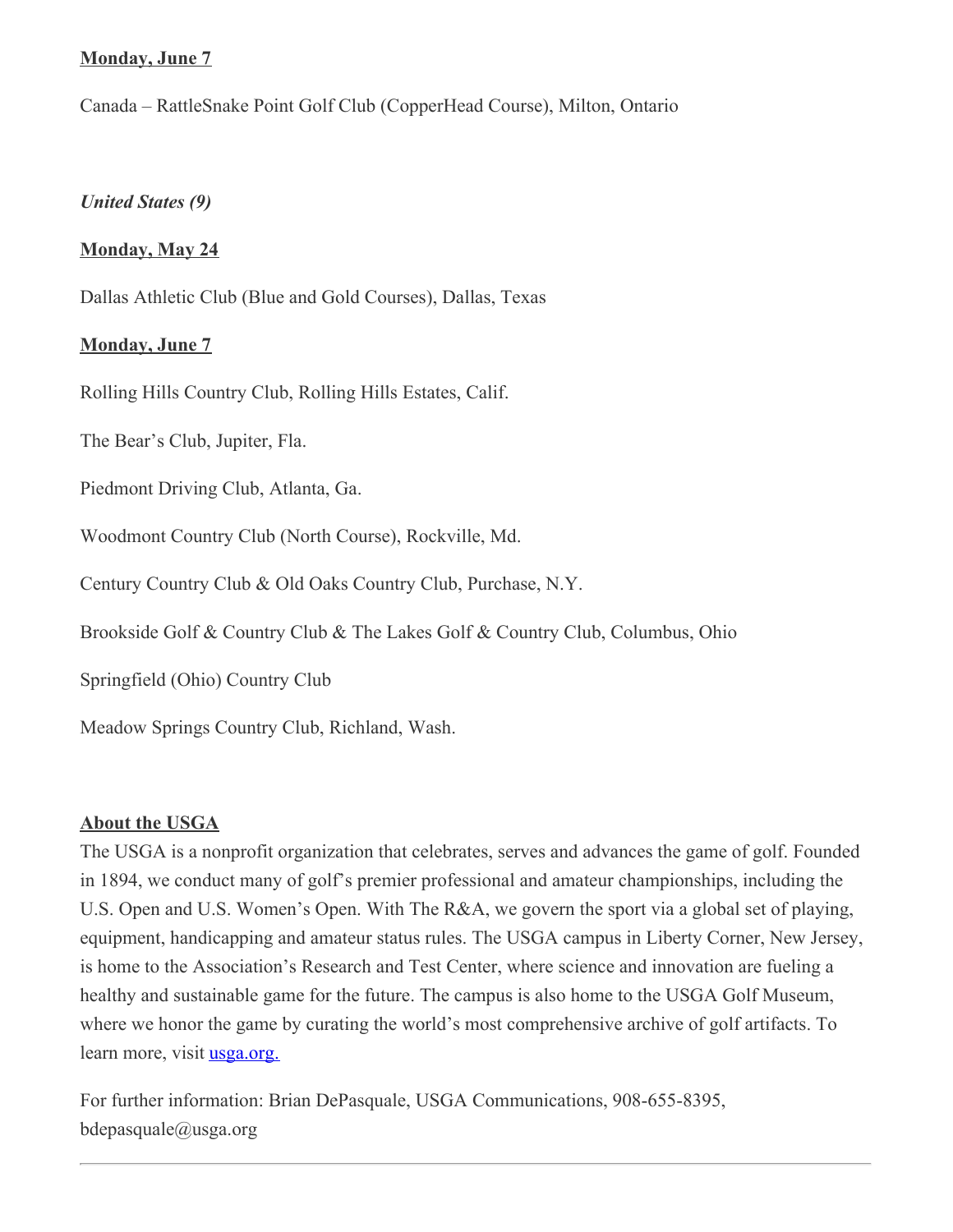**Monday, June 7**

Canada – RattleSnake Point Golf Club (CopperHead Course), Milton, Ontario

***United States (9)***

**Monday, May 24**

Dallas Athletic Club (Blue and Gold Courses), Dallas, Texas

**Monday, June 7**

Rolling Hills Country Club, Rolling Hills Estates, Calif.

The Bear's Club, Jupiter, Fla.

Piedmont Driving Club, Atlanta, Ga.

Woodmont Country Club (North Course), Rockville, Md.

Century Country Club & Old Oaks Country Club, Purchase, N.Y.

Brookside Golf & Country Club & The Lakes Golf & Country Club, Columbus, Ohio

Springfield (Ohio) Country Club

Meadow Springs Country Club, Richland, Wash.

**About the USGA**

The USGA is a nonprofit organization that celebrates, serves and advances the game of golf. Founded in 1894, we conduct many of golf's premier professional and amateur championships, including the U.S. Open and U.S. Women's Open. With The R&A, we govern the sport via a global set of playing, equipment, handicapping and amateur status rules. The USGA campus in Liberty Corner, New Jersey, is home to the Association's Research and Test Center, where science and innovation are fueling a healthy and sustainable game for the future. The campus is also home to the USGA Golf Museum, where we honor the game by curating the world's most comprehensive archive of golf artifacts. To learn more, visit [usga.org.](http://usga.org)

For further information: Brian DePasquale, USGA Communications, 908-655-8395, bdepasquale@usga.org

---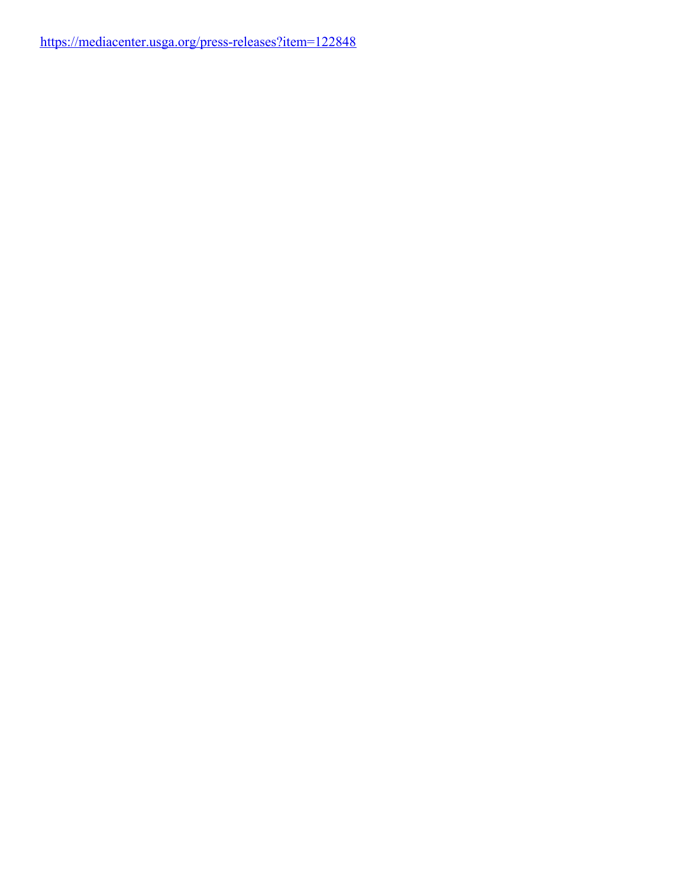https://mediacenter.usga.org/press-releases?item=122848